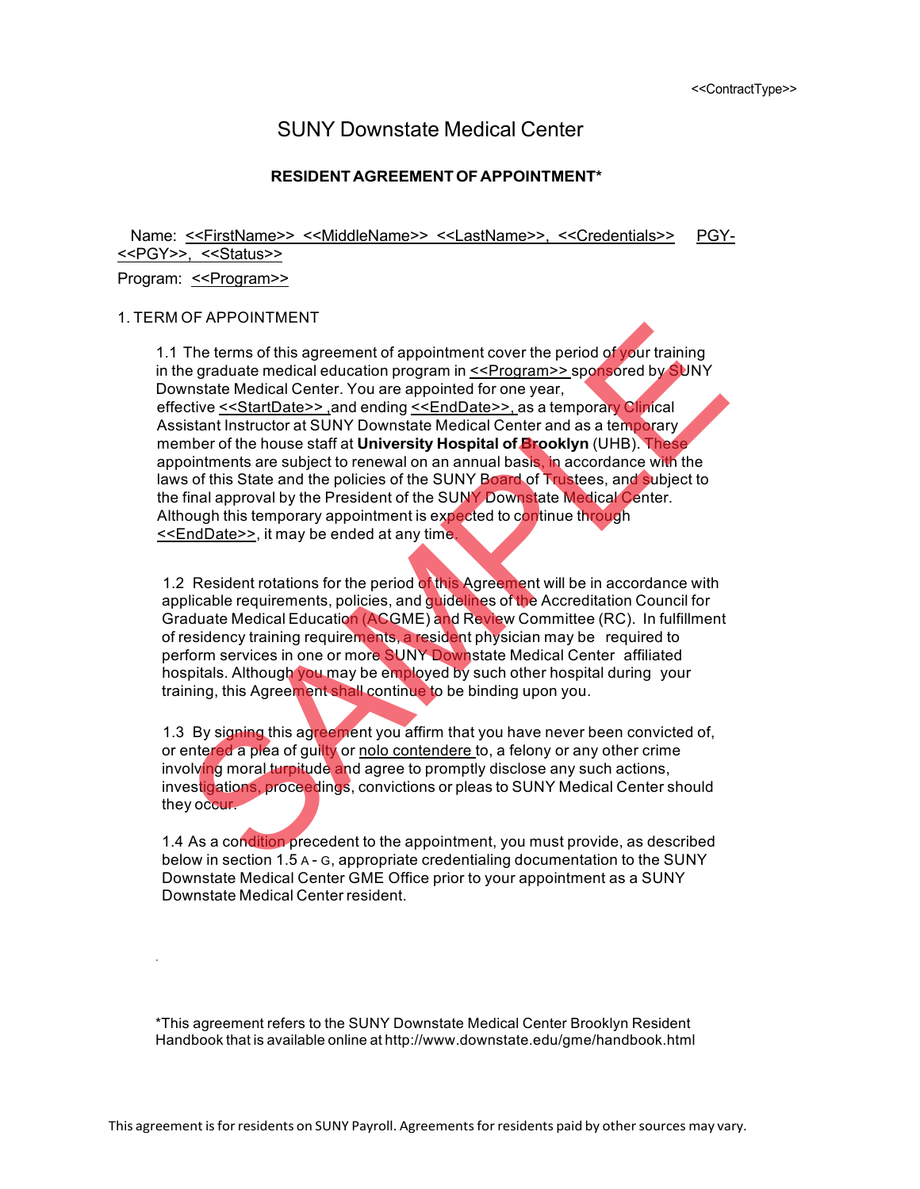<<ContractType>>

# SUNY Downstate Medical Center

## RESIDENT AGREEMENT OF APPOINTMENT*

Name: <<FirstName>> <<MiddleName>> <<LastName>>, <<Credentials>> PGY-<<PGY>>, <<Status>>

Program: <<Program>>

1. TERM OF APPOINTMENT

1.1 The terms of this agreement of appointment cover the period of your training in the graduate medical education program in <<Program>> sponsored by SUNY Downstate Medical Center. You are appointed for one year, effective <<StartDate>> ,and ending <<EndDate>>, as a temporary Clinical Assistant Instructor at SUNY Downstate Medical Center and as a temporary member of the house staff at **University Hospital of Brooklyn** (UHB). These appointments are subject to renewal on an annual basis, in accordance with the laws of this State and the policies of the SUNY Board of Trustees, and subject to the final approval by the President of the SUNY Downstate Medical Center. Although this temporary appointment is expected to continue through <<EndDate>>, it may be ended at any time.

1.2 Resident rotations for the period of this Agreement will be in accordance with applicable requirements, policies, and guidelines of the Accreditation Council for Graduate Medical Education (ACGME) and Review Committee (RC). In fulfillment of residency training requirements, a resident physician may be required to perform services in one or more SUNY Downstate Medical Center affiliated hospitals. Although you may be employed by such other hospital during your training, this Agreement shall continue to be binding upon you.

1.3 By signing this agreement you affirm that you have never been convicted of, or entered a plea of guilty or nolo contendere to, a felony or any other crime involving moral turpitude and agree to promptly disclose any such actions, investigations, proceedings, convictions or pleas to SUNY Medical Center should they occur.

1.4 As a condition precedent to the appointment, you must provide, as described below in section 1.5 A - G, appropriate credentialing documentation to the SUNY Downstate Medical Center GME Office prior to your appointment as a SUNY Downstate Medical Center resident.

*This agreement refers to the SUNY Downstate Medical Center Brooklyn Resident Handbook that is available online at http://www.downstate.edu/gme/handbook.html

This agreement is for residents on SUNY Payroll. Agreements for residents paid by other sources may vary.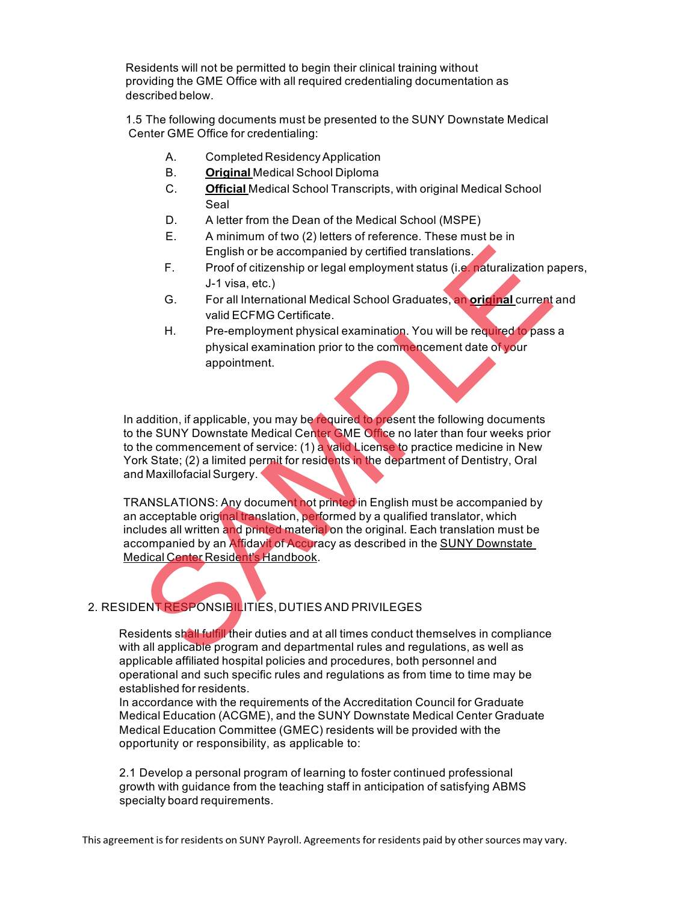Residents will not be permitted to begin their clinical training without providing the GME Office with all required credentialing documentation as described below.

1.5 The following documents must be presented to the SUNY Downstate Medical Center GME Office for credentialing:

A. Completed Residency Application
B. **Original** Medical School Diploma
C. **Official** Medical School Transcripts, with original Medical School Seal
D. A letter from the Dean of the Medical School (MSPE)
E. A minimum of two (2) letters of reference. These must be in English or be accompanied by certified translations.
F. Proof of citizenship or legal employment status (i.e. naturalization papers, J-1 visa, etc.)
G. For all International Medical School Graduates, an **original** current and valid ECFMG Certificate.
H. Pre-employment physical examination. You will be required to pass a physical examination prior to the commencement date of your appointment.

In addition, if applicable, you may be required to present the following documents to the SUNY Downstate Medical Center GME Office no later than four weeks prior to the commencement of service: (1) a valid License to practice medicine in New York State; (2) a limited permit for residents in the department of Dentistry, Oral and Maxillofacial Surgery.

TRANSLATIONS: Any document not printed in English must be accompanied by an acceptable original translation, performed by a qualified translator, which includes all written and printed material on the original. Each translation must be accompanied by an Affidavit of Accuracy as described in the SUNY Downstate Medical Center Resident's Handbook.

## 2. RESIDENT RESPONSIBILITIES, DUTIES AND PRIVILEGES

Residents shall fulfill their duties and at all times conduct themselves in compliance with all applicable program and departmental rules and regulations, as well as applicable affiliated hospital policies and procedures, both personnel and operational and such specific rules and regulations as from time to time may be established for residents.
In accordance with the requirements of the Accreditation Council for Graduate Medical Education (ACGME), and the SUNY Downstate Medical Center Graduate Medical Education Committee (GMEC) residents will be provided with the opportunity or responsibility, as applicable to:

2.1 Develop a personal program of learning to foster continued professional growth with guidance from the teaching staff in anticipation of satisfying ABMS specialty board requirements.

This agreement is for residents on SUNY Payroll. Agreements for residents paid by other sources may vary.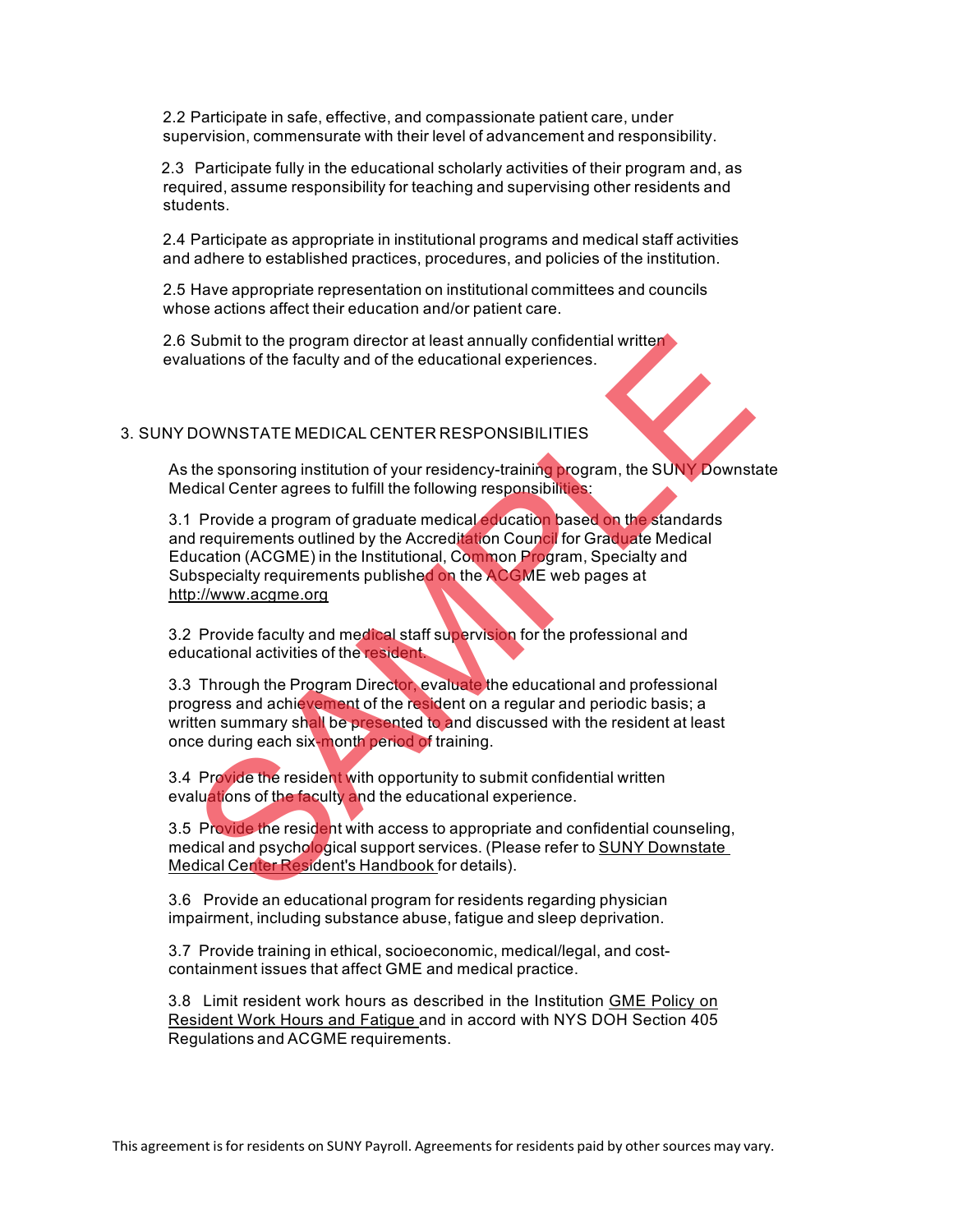2.2 Participate in safe, effective, and compassionate patient care, under supervision, commensurate with their level of advancement and responsibility.

2.3 Participate fully in the educational scholarly activities of their program and, as required, assume responsibility for teaching and supervising other residents and students.

2.4 Participate as appropriate in institutional programs and medical staff activities and adhere to established practices, procedures, and policies of the institution.

2.5 Have appropriate representation on institutional committees and councils whose actions affect their education and/or patient care.

2.6 Submit to the program director at least annually confidential written evaluations of the faculty and of the educational experiences.

## 3. SUNY DOWNSTATE MEDICAL CENTER RESPONSIBILITIES

As the sponsoring institution of your residency-training program, the SUNY Downstate Medical Center agrees to fulfill the following responsibilities:

3.1 Provide a program of graduate medical education based on the standards and requirements outlined by the Accreditation Council for Graduate Medical Education (ACGME) in the Institutional, Common Program, Specialty and Subspecialty requirements published on the ACGME web pages at http://www.acgme.org

3.2 Provide faculty and medical staff supervision for the professional and educational activities of the resident.

3.3 Through the Program Director, evaluate the educational and professional progress and achievement of the resident on a regular and periodic basis; a written summary shall be presented to and discussed with the resident at least once during each six-month period of training.

3.4 Provide the resident with opportunity to submit confidential written evaluations of the faculty and the educational experience.

3.5 Provide the resident with access to appropriate and confidential counseling, medical and psychological support services. (Please refer to SUNY Downstate Medical Center Resident's Handbook for details).

3.6 Provide an educational program for residents regarding physician impairment, including substance abuse, fatigue and sleep deprivation.

3.7 Provide training in ethical, socioeconomic, medical/legal, and cost-containment issues that affect GME and medical practice.

3.8 Limit resident work hours as described in the Institution GME Policy on Resident Work Hours and Fatigue and in accord with NYS DOH Section 405 Regulations and ACGME requirements.

This agreement is for residents on SUNY Payroll. Agreements for residents paid by other sources may vary.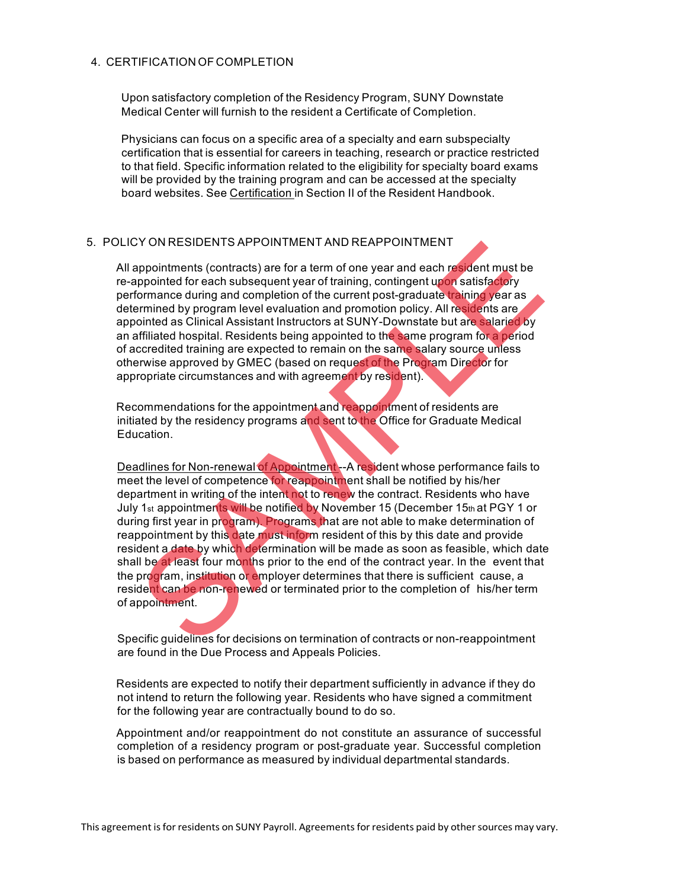## 4. CERTIFICATION OF COMPLETION

Upon satisfactory completion of the Residency Program, SUNY Downstate Medical Center will furnish to the resident a Certificate of Completion.

Physicians can focus on a specific area of a specialty and earn subspecialty certification that is essential for careers in teaching, research or practice restricted to that field. Specific information related to the eligibility for specialty board exams will be provided by the training program and can be accessed at the specialty board websites. See Certification in Section II of the Resident Handbook.

## 5. POLICY ON RESIDENTS APPOINTMENT AND REAPPOINTMENT

All appointments (contracts) are for a term of one year and each resident must be re-appointed for each subsequent year of training, contingent upon satisfactory performance during and completion of the current post-graduate training year as determined by program level evaluation and promotion policy. All residents are appointed as Clinical Assistant Instructors at SUNY-Downstate but are salaried by an affiliated hospital. Residents being appointed to the same program for a period of accredited training are expected to remain on the same salary source unless otherwise approved by GMEC (based on request of the Program Director for appropriate circumstances and with agreement by resident).

Recommendations for the appointment and reappointment of residents are initiated by the residency programs and sent to the Office for Graduate Medical Education.

Deadlines for Non-renewal of Appointment --A resident whose performance fails to meet the level of competence for reappointment shall be notified by his/her department in writing of the intent not to renew the contract. Residents who have July 1st appointments will be notified by November 15 (December 15th at PGY 1 or during first year in program). Programs that are not able to make determination of reappointment by this date must inform resident of this by this date and provide resident a date by which determination will be made as soon as feasible, which date shall be at least four months prior to the end of the contract year. In the event that the program, institution or employer determines that there is sufficient cause, a resident can be non-renewed or terminated prior to the completion of his/her term of appointment.

Specific guidelines for decisions on termination of contracts or non-reappointment are found in the Due Process and Appeals Policies.

Residents are expected to notify their department sufficiently in advance if they do not intend to return the following year. Residents who have signed a commitment for the following year are contractually bound to do so.

Appointment and/or reappointment do not constitute an assurance of successful completion of a residency program or post-graduate year. Successful completion is based on performance as measured by individual departmental standards.

This agreement is for residents on SUNY Payroll. Agreements for residents paid by other sources may vary.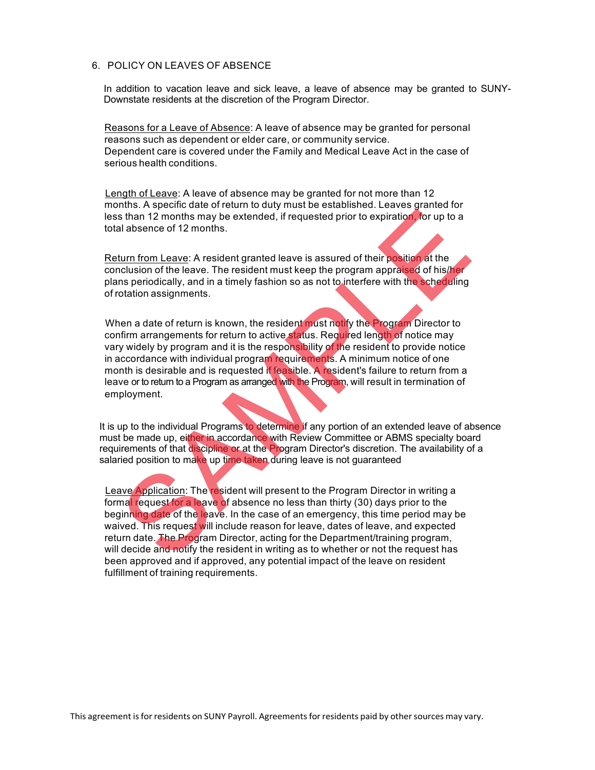6. POLICY ON LEAVES OF ABSENCE

In addition to vacation leave and sick leave, a leave of absence may be granted to SUNY-Downstate residents at the discretion of the Program Director.

Reasons for a Leave of Absence: A leave of absence may be granted for personal reasons such as dependent or elder care, or community service. Dependent care is covered under the Family and Medical Leave Act in the case of serious health conditions.

Length of Leave: A leave of absence may be granted for not more than 12 months. A specific date of return to duty must be established. Leaves granted for less than 12 months may be extended, if requested prior to expiration, for up to a total absence of 12 months.

Return from Leave: A resident granted leave is assured of their position at the conclusion of the leave. The resident must keep the program appraised of his/her plans periodically, and in a timely fashion so as not to interfere with the scheduling of rotation assignments.

When a date of return is known, the resident must notify the Program Director to confirm arrangements for return to active status. Required length of notice may vary widely by program and it is the responsibility of the resident to provide notice in accordance with individual program requirements. A minimum notice of one month is desirable and is requested if feasible. A resident's failure to return from a leave or to return to a Program as arranged with the Program, will result in termination of employment.

It is up to the individual Programs to determine if any portion of an extended leave of absence must be made up, either in accordance with Review Committee or ABMS specialty board requirements of that discipline or at the Program Director's discretion. The availability of a salaried position to make up time taken during leave is not guaranteed

Leave Application: The resident will present to the Program Director in writing a formal request for a leave of absence no less than thirty (30) days prior to the beginning date of the leave. In the case of an emergency, this time period may be waived. This request will include reason for leave, dates of leave, and expected return date. The Program Director, acting for the Department/training program, will decide and notify the resident in writing as to whether or not the request has been approved and if approved, any potential impact of the leave on resident fulfillment of training requirements.

This agreement is for residents on SUNY Payroll. Agreements for residents paid by other sources may vary.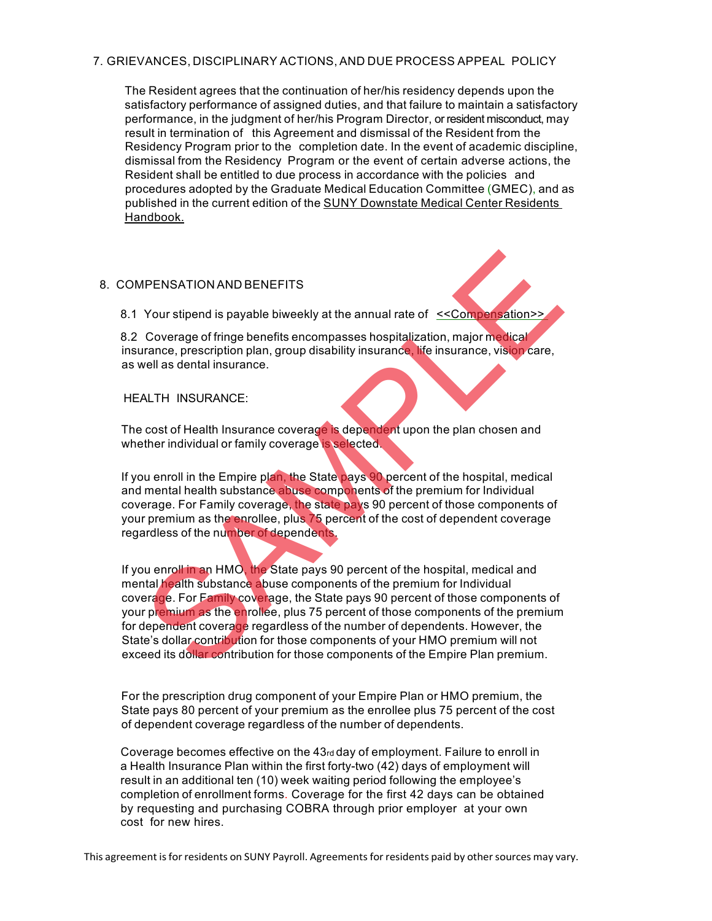## 7. GRIEVANCES, DISCIPLINARY ACTIONS, AND DUE PROCESS APPEAL POLICY

The Resident agrees that the continuation of her/his residency depends upon the satisfactory performance of assigned duties, and that failure to maintain a satisfactory performance, in the judgment of her/his Program Director, or resident misconduct, may result in termination of this Agreement and dismissal of the Resident from the Residency Program prior to the completion date. In the event of academic discipline, dismissal from the Residency Program or the event of certain adverse actions, the Resident shall be entitled to due process in accordance with the policies and procedures adopted by the Graduate Medical Education Committee (GMEC), and as published in the current edition of the SUNY Downstate Medical Center Residents Handbook.

## 8. COMPENSATION AND BENEFITS

8.1 Your stipend is payable biweekly at the annual rate of <<Compensation>>

8.2 Coverage of fringe benefits encompasses hospitalization, major medical insurance, prescription plan, group disability insurance, life insurance, vision care, as well as dental insurance.

HEALTH INSURANCE:

The cost of Health Insurance coverage is dependent upon the plan chosen and whether individual or family coverage is selected.

If you enroll in the Empire plan, the State pays 90 percent of the hospital, medical and mental health substance abuse components of the premium for Individual coverage. For Family coverage, the state pays 90 percent of those components of your premium as the enrollee, plus 75 percent of the cost of dependent coverage regardless of the number of dependents.

If you enroll in an HMO, the State pays 90 percent of the hospital, medical and mental health substance abuse components of the premium for Individual coverage. For Family coverage, the State pays 90 percent of those components of your premium as the enrollee, plus 75 percent of those components of the premium for dependent coverage regardless of the number of dependents. However, the State's dollar contribution for those components of your HMO premium will not exceed its dollar contribution for those components of the Empire Plan premium.

For the prescription drug component of your Empire Plan or HMO premium, the State pays 80 percent of your premium as the enrollee plus 75 percent of the cost of dependent coverage regardless of the number of dependents.

Coverage becomes effective on the 43rd day of employment. Failure to enroll in a Health Insurance Plan within the first forty-two (42) days of employment will result in an additional ten (10) week waiting period following the employee's completion of enrollment forms. Coverage for the first 42 days can be obtained by requesting and purchasing COBRA through prior employer at your own cost for new hires.

This agreement is for residents on SUNY Payroll. Agreements for residents paid by other sources may vary.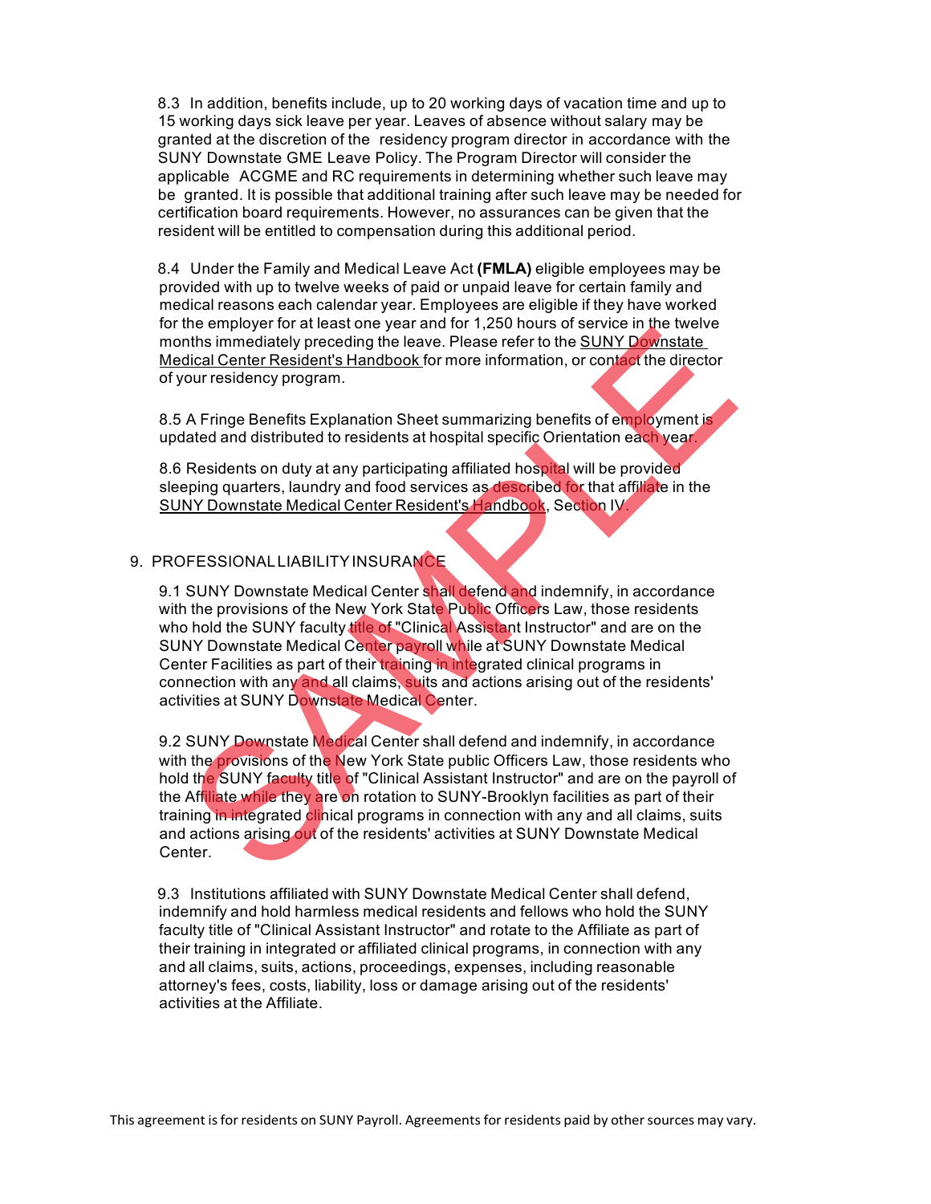8.3 In addition, benefits include, up to 20 working days of vacation time and up to 15 working days sick leave per year. Leaves of absence without salary may be granted at the discretion of the residency program director in accordance with the SUNY Downstate GME Leave Policy. The Program Director will consider the applicable ACGME and RC requirements in determining whether such leave may be granted. It is possible that additional training after such leave may be needed for certification board requirements. However, no assurances can be given that the resident will be entitled to compensation during this additional period.

8.4 Under the Family and Medical Leave Act **(FMLA)** eligible employees may be provided with up to twelve weeks of paid or unpaid leave for certain family and medical reasons each calendar year. Employees are eligible if they have worked for the employer for at least one year and for 1,250 hours of service in the twelve months immediately preceding the leave. Please refer to the SUNY Downstate Medical Center Resident's Handbook for more information, or contact the director of your residency program.

8.5 A Fringe Benefits Explanation Sheet summarizing benefits of employment is updated and distributed to residents at hospital specific Orientation each year.

8.6 Residents on duty at any participating affiliated hospital will be provided sleeping quarters, laundry and food services as described for that affiliate in the SUNY Downstate Medical Center Resident's Handbook, Section IV.

9. PROFESSIONAL LIABILITY INSURANCE

9.1 SUNY Downstate Medical Center shall defend and indemnify, in accordance with the provisions of the New York State Public Officers Law, those residents who hold the SUNY faculty title of "Clinical Assistant Instructor" and are on the SUNY Downstate Medical Center payroll while at SUNY Downstate Medical Center Facilities as part of their training in integrated clinical programs in connection with any and all claims, suits and actions arising out of the residents' activities at SUNY Downstate Medical Center.

9.2 SUNY Downstate Medical Center shall defend and indemnify, in accordance with the provisions of the New York State public Officers Law, those residents who hold the SUNY faculty title of "Clinical Assistant Instructor" and are on the payroll of the Affiliate while they are on rotation to SUNY-Brooklyn facilities as part of their training in integrated clinical programs in connection with any and all claims, suits and actions arising out of the residents' activities at SUNY Downstate Medical Center.

9.3 Institutions affiliated with SUNY Downstate Medical Center shall defend, indemnify and hold harmless medical residents and fellows who hold the SUNY faculty title of "Clinical Assistant Instructor" and rotate to the Affiliate as part of their training in integrated or affiliated clinical programs, in connection with any and all claims, suits, actions, proceedings, expenses, including reasonable attorney's fees, costs, liability, loss or damage arising out of the residents' activities at the Affiliate.

This agreement is for residents on SUNY Payroll. Agreements for residents paid by other sources may vary.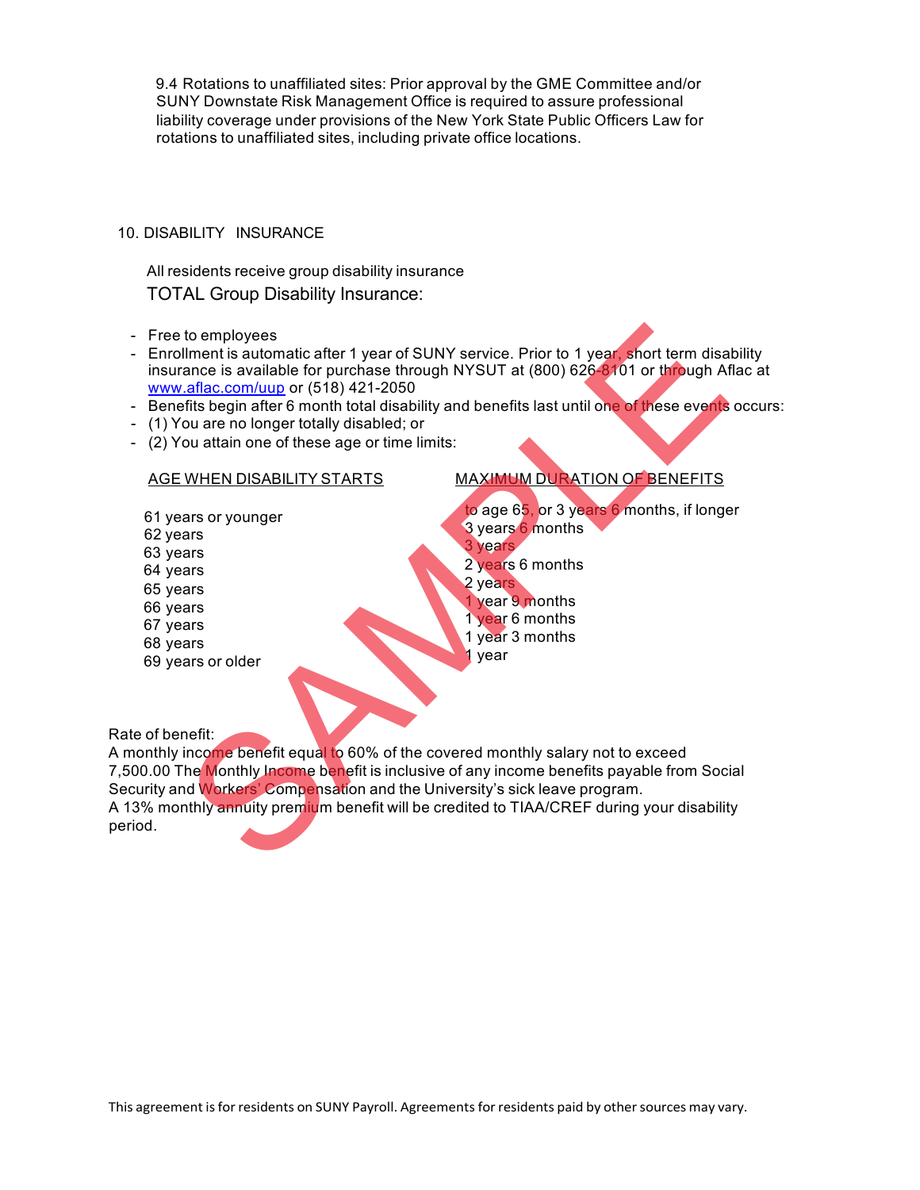9.4 Rotations to unaffiliated sites: Prior approval by the GME Committee and/or SUNY Downstate Risk Management Office is required to assure professional liability coverage under provisions of the New York State Public Officers Law for rotations to unaffiliated sites, including private office locations.

## 10. DISABILITY INSURANCE

All residents receive group disability insurance

TOTAL Group Disability Insurance:

- Free to employees
- Enrollment is automatic after 1 year of SUNY service. Prior to 1 year, short term disability insurance is available for purchase through NYSUT at (800) 626-8101 or through Aflac at [www.aflac.com/uup](http://www.aflac.com/uup) or (518) 421-2050
- Benefits begin after 6 month total disability and benefits last until one of these events occurs:
- (1) You are no longer totally disabled; or
- (2) You attain one of these age or time limits:

| AGE WHEN DISABILITY STARTS | MAXIMUM DURATION OF BENEFITS |
|---|---|
| 61 years or younger | to age 65, or 3 years 6 months, if longer |
| 62 years | 3 years 6 months |
| 63 years | 3 years |
| 64 years | 2 years 6 months |
| 65 years | 2 years |
| 66 years | 1 year 9 months |
| 67 years | 1 year 6 months |
| 68 years | 1 year 3 months |
| 69 years or older | 1 year |

Rate of benefit:
A monthly income benefit equal to 60% of the covered monthly salary not to exceed 7,500.00 The Monthly Income benefit is inclusive of any income benefits payable from Social Security and Workers' Compensation and the University's sick leave program.
A 13% monthly annuity premium benefit will be credited to TIAA/CREF during your disability period.

This agreement is for residents on SUNY Payroll. Agreements for residents paid by other sources may vary.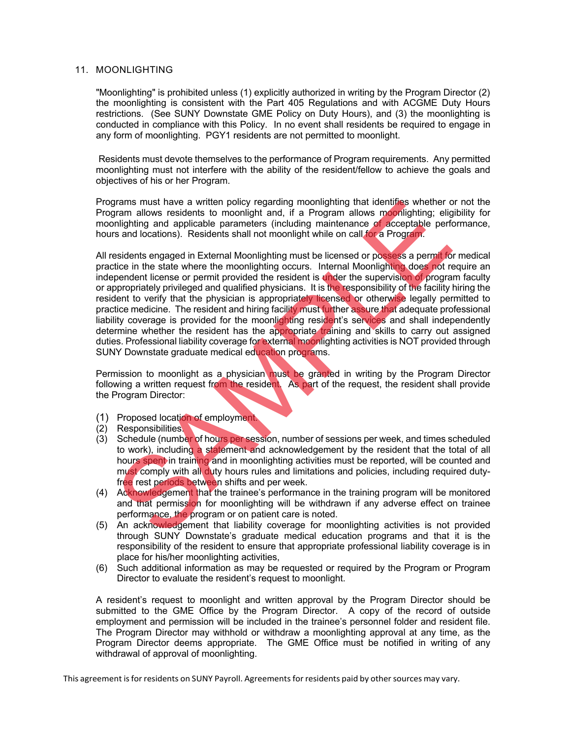## 11. MOONLIGHTING

"Moonlighting" is prohibited unless (1) explicitly authorized in writing by the Program Director (2) the moonlighting is consistent with the Part 405 Regulations and with ACGME Duty Hours restrictions. (See SUNY Downstate GME Policy on Duty Hours), and (3) the moonlighting is conducted in compliance with this Policy. In no event shall residents be required to engage in any form of moonlighting. PGY1 residents are not permitted to moonlight.

Residents must devote themselves to the performance of Program requirements. Any permitted moonlighting must not interfere with the ability of the resident/fellow to achieve the goals and objectives of his or her Program.

Programs must have a written policy regarding moonlighting that identifies whether or not the Program allows residents to moonlight and, if a Program allows moonlighting; eligibility for moonlighting and applicable parameters (including maintenance of acceptable performance, hours and locations). Residents shall not moonlight while on call for a Program.

All residents engaged in External Moonlighting must be licensed or possess a permit for medical practice in the state where the moonlighting occurs. Internal Moonlighting does not require an independent license or permit provided the resident is under the supervision of program faculty or appropriately privileged and qualified physicians. It is the responsibility of the facility hiring the resident to verify that the physician is appropriately licensed or otherwise legally permitted to practice medicine. The resident and hiring facility must further assure that adequate professional liability coverage is provided for the moonlighting resident's services and shall independently determine whether the resident has the appropriate training and skills to carry out assigned duties. Professional liability coverage for external moonlighting activities is NOT provided through SUNY Downstate graduate medical education programs.

Permission to moonlight as a physician must be granted in writing by the Program Director following a written request from the resident. As part of the request, the resident shall provide the Program Director:

(1) Proposed location of employment.
(2) Responsibilities.
(3) Schedule (number of hours per session, number of sessions per week, and times scheduled to work), including a statement and acknowledgement by the resident that the total of all hours spent in training and in moonlighting activities must be reported, will be counted and must comply with all duty hours rules and limitations and policies, including required duty-free rest periods between shifts and per week.
(4) Acknowledgement that the trainee's performance in the training program will be monitored and that permission for moonlighting will be withdrawn if any adverse effect on trainee performance, the program or on patient care is noted.
(5) An acknowledgement that liability coverage for moonlighting activities is not provided through SUNY Downstate's graduate medical education programs and that it is the responsibility of the resident to ensure that appropriate professional liability coverage is in place for his/her moonlighting activities,
(6) Such additional information as may be requested or required by the Program or Program Director to evaluate the resident's request to moonlight.

A resident's request to moonlight and written approval by the Program Director should be submitted to the GME Office by the Program Director. A copy of the record of outside employment and permission will be included in the trainee's personnel folder and resident file. The Program Director may withhold or withdraw a moonlighting approval at any time, as the Program Director deems appropriate. The GME Office must be notified in writing of any withdrawal of approval of moonlighting.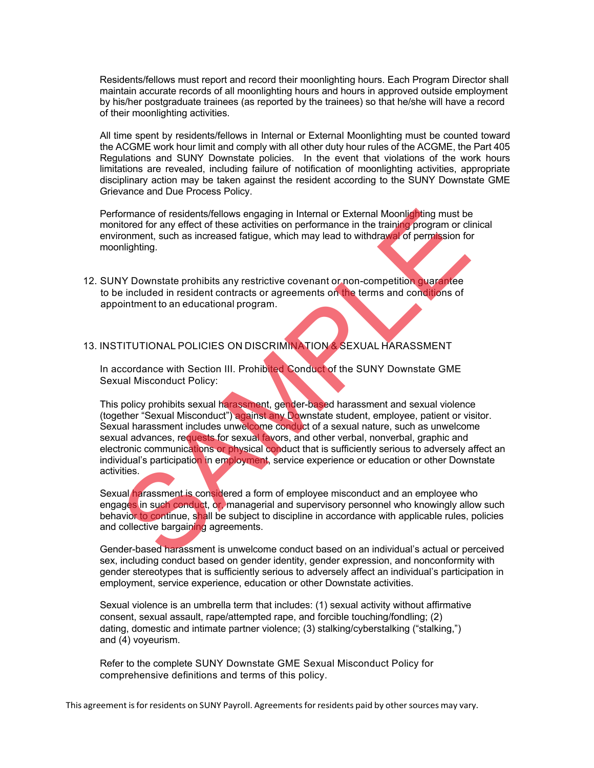Residents/fellows must report and record their moonlighting hours. Each Program Director shall maintain accurate records of all moonlighting hours and hours in approved outside employment by his/her postgraduate trainees (as reported by the trainees) so that he/she will have a record of their moonlighting activities.

All time spent by residents/fellows in Internal or External Moonlighting must be counted toward the ACGME work hour limit and comply with all other duty hour rules of the ACGME, the Part 405 Regulations and SUNY Downstate policies. In the event that violations of the work hours limitations are revealed, including failure of notification of moonlighting activities, appropriate disciplinary action may be taken against the resident according to the SUNY Downstate GME Grievance and Due Process Policy.

Performance of residents/fellows engaging in Internal or External Moonlighting must be monitored for any effect of these activities on performance in the training program or clinical environment, such as increased fatigue, which may lead to withdrawal of permission for moonlighting.

12. SUNY Downstate prohibits any restrictive covenant or non-competition guarantee to be included in resident contracts or agreements on the terms and conditions of appointment to an educational program.

13. INSTITUTIONAL POLICIES ON DISCRIMINATION & SEXUAL HARASSMENT

In accordance with Section III. Prohibited Conduct of the SUNY Downstate GME Sexual Misconduct Policy:

This policy prohibits sexual harassment, gender-based harassment and sexual violence (together “Sexual Misconduct”) against any Downstate student, employee, patient or visitor. Sexual harassment includes unwelcome conduct of a sexual nature, such as unwelcome sexual advances, requests for sexual favors, and other verbal, nonverbal, graphic and electronic communications or physical conduct that is sufficiently serious to adversely affect an individual’s participation in employment, service experience or education or other Downstate activities.

Sexual harassment is considered a form of employee misconduct and an employee who engages in such conduct, or, managerial and supervisory personnel who knowingly allow such behavior to continue, shall be subject to discipline in accordance with applicable rules, policies and collective bargaining agreements.

Gender-based harassment is unwelcome conduct based on an individual’s actual or perceived sex, including conduct based on gender identity, gender expression, and nonconformity with gender stereotypes that is sufficiently serious to adversely affect an individual’s participation in employment, service experience, education or other Downstate activities.

Sexual violence is an umbrella term that includes: (1) sexual activity without affirmative consent, sexual assault, rape/attempted rape, and forcible touching/fondling; (2) dating, domestic and intimate partner violence; (3) stalking/cyberstalking (“stalking,”) and (4) voyeurism.

Refer to the complete SUNY Downstate GME Sexual Misconduct Policy for comprehensive definitions and terms of this policy.

This agreement is for residents on SUNY Payroll. Agreements for residents paid by other sources may vary.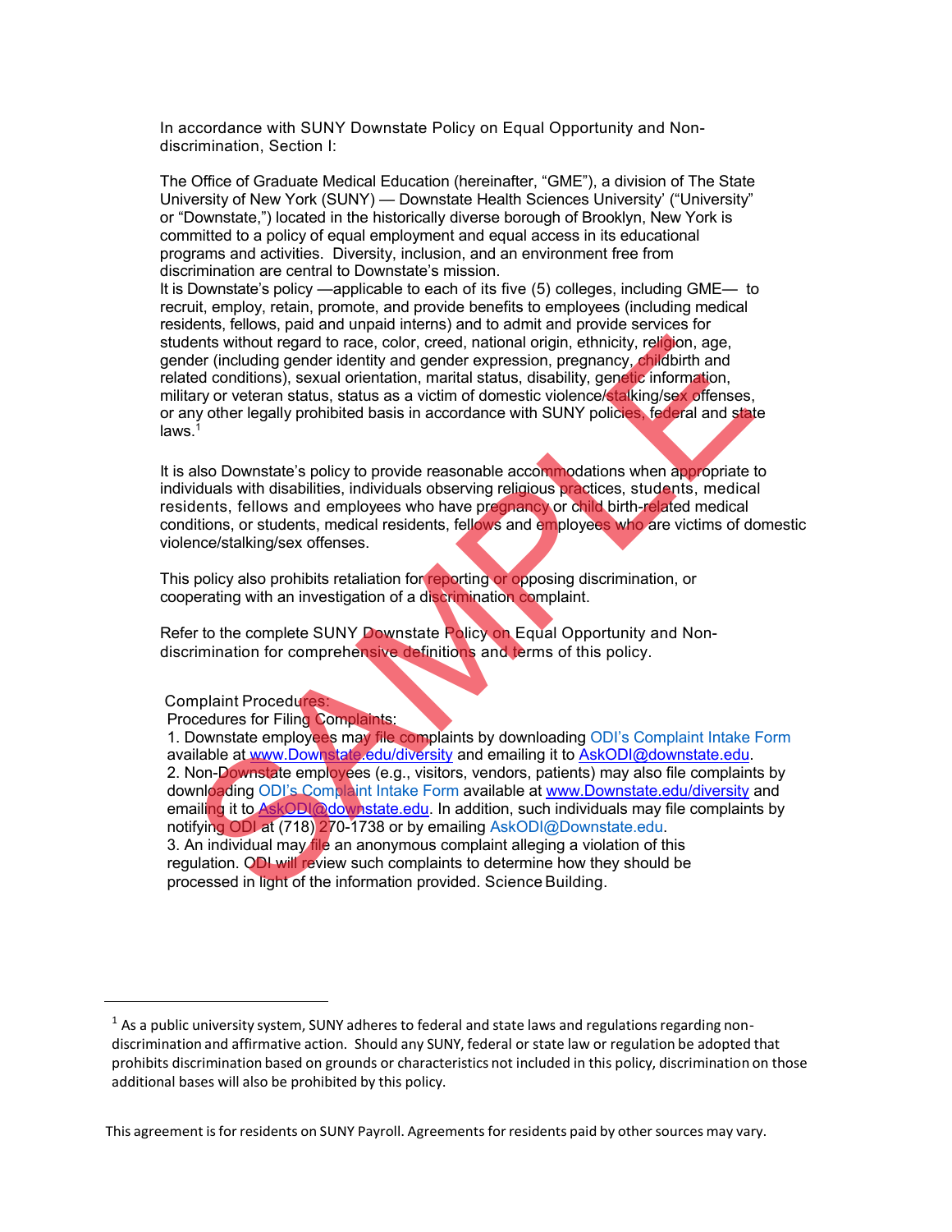In accordance with SUNY Downstate Policy on Equal Opportunity and Non-discrimination, Section I:

The Office of Graduate Medical Education (hereinafter, "GME"), a division of The State University of New York (SUNY) — Downstate Health Sciences University' ("University" or "Downstate,") located in the historically diverse borough of Brooklyn, New York is committed to a policy of equal employment and equal access in its educational programs and activities. Diversity, inclusion, and an environment free from discrimination are central to Downstate's mission.

It is Downstate's policy —applicable to each of its five (5) colleges, including GME— to recruit, employ, retain, promote, and provide benefits to employees (including medical residents, fellows, paid and unpaid interns) and to admit and provide services for students without regard to race, color, creed, national origin, ethnicity, religion, age, gender (including gender identity and gender expression, pregnancy, childbirth and related conditions), sexual orientation, marital status, disability, genetic information, military or veteran status, status as a victim of domestic violence/stalking/sex offenses, or any other legally prohibited basis in accordance with SUNY policies, federal and state laws.[1]

It is also Downstate's policy to provide reasonable accommodations when appropriate to individuals with disabilities, individuals observing religious practices, students, medical residents, fellows and employees who have pregnancy or child birth-related medical conditions, or students, medical residents, fellows and employees who are victims of domestic violence/stalking/sex offenses.

This policy also prohibits retaliation for reporting or opposing discrimination, or cooperating with an investigation of a discrimination complaint.

Refer to the complete SUNY Downstate Policy on Equal Opportunity and Non-discrimination for comprehensive definitions and terms of this policy.

Complaint Procedures:

Procedures for Filing Complaints:

1. Downstate employees may file complaints by downloading ODI's Complaint Intake Form available at www.Downstate.edu/diversity and emailing it to AskODI@downstate.edu.
2. Non-Downstate employees (e.g., visitors, vendors, patients) may also file complaints by downloading ODI's Complaint Intake Form available at www.Downstate.edu/diversity and emailing it to AskODI@downstate.edu. In addition, such individuals may file complaints by notifying ODI at (718) 270-1738 or by emailing AskODI@Downstate.edu.
3. An individual may file an anonymous complaint alleging a violation of this regulation. ODI will review such complaints to determine how they should be processed in light of the information provided. Science Building.

---

[1] As a public university system, SUNY adheres to federal and state laws and regulations regarding non-discrimination and affirmative action. Should any SUNY, federal or state law or regulation be adopted that prohibits discrimination based on grounds or characteristics not included in this policy, discrimination on those additional bases will also be prohibited by this policy.

This agreement is for residents on SUNY Payroll. Agreements for residents paid by other sources may vary.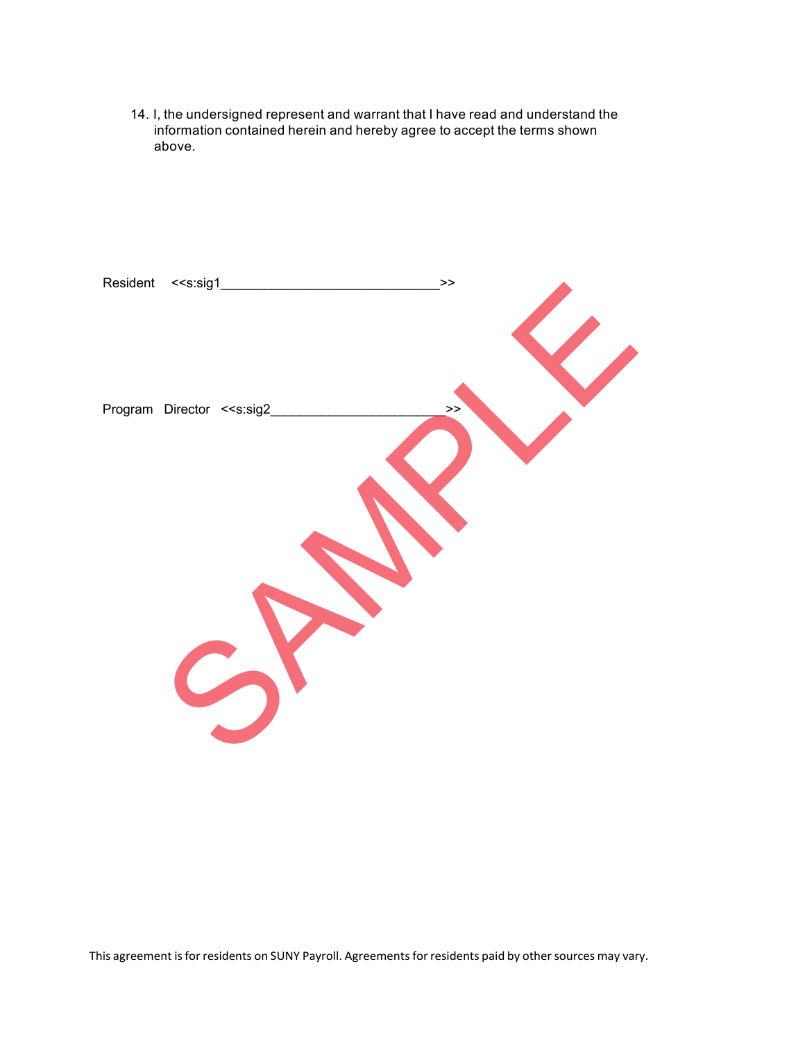14. I, the undersigned represent and warrant that I have read and understand the information contained herein and hereby agree to accept the terms shown above.

Resident <<s:sig1_____________________________>>

Program Director <<s:sig2_______________________>>

SAMPLE

This agreement is for residents on SUNY Payroll. Agreements for residents paid by other sources may vary.